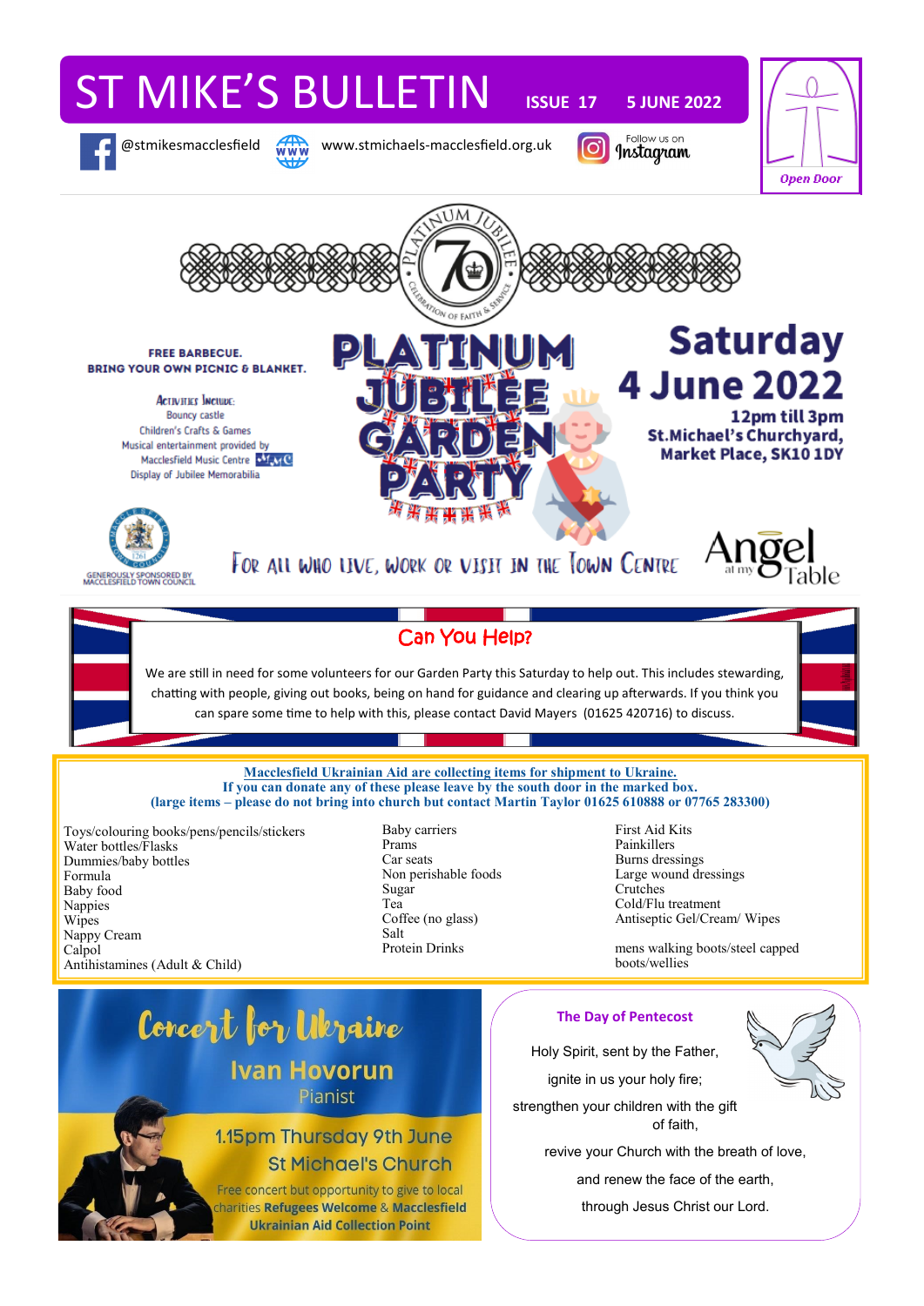# ST MIKE'S BULLETIN

**ISSUE 17** **5 JUNE 2022**

@stmikesmacclesfield www.stmichaels-macclesfield.org.uk Follow us on Instagram

*Open Door*

## PLATINUM JUBILEE GARDEN PARTY

**Saturday 4 June 2022**

**12pm till 3pm**
**St.Michael's Churchyard, Market Place, SK10 1DY**

**FREE BARBECUE.**
**BRING YOUR OWN PICNIC & BLANKET.**

Activities Include:
- Bouncy castle
- Children's Crafts & Games
- Musical entertainment provided by Macclesfield Music Centre
- Display of Jubilee Memorabilia

GENEROUSLY SPONSORED BY MACCLESFIELD TOWN COUNCIL

For all who live, work or visit in the Town Centre

Angel at my Table

## Can You Help?

We are still in need for some volunteers for our Garden Party this Saturday to help out. This includes stewarding, chatting with people, giving out books, being on hand for guidance and clearing up afterwards. If you think you can spare some time to help with this, please contact David Mayers (01625 420716) to discuss.

---

**Macclesfield Ukrainian Aid are collecting items for shipment to Ukraine.**
**If you can donate any of these please leave by the south door in the marked box.**
**(large items – please do not bring into church but contact Martin Taylor 01625 610888 or 07765 283300)**

- Toys/colouring books/pens/pencils/stickers
- Water bottles/Flasks
- Dummies/baby bottles
- Formula
- Baby food
- Nappies
- Wipes
- Nappy Cream
- Calpol
- Antihistamines (Adult & Child)
- Baby carriers
- Prams
- Car seats
- Non perishable foods
- Sugar
- Tea
- Coffee (no glass)
- Salt
- Protein Drinks
- First Aid Kits
- Painkillers
- Burns dressings
- Large wound dressings
- Crutches
- Cold/Flu treatment
- Antiseptic Gel/Cream/ Wipes
- mens walking boots/steel capped boots/wellies

---

## Concert for Ukraine

**Ivan Hovorun**
Pianist

1.15pm Thursday 9th June
St Michael's Church

Free concert but opportunity to give to local charities **Refugees Welcome** & **Macclesfield Ukrainian Aid Collection Point**

---

### The Day of Pentecost

Holy Spirit, sent by the Father,

ignite in us your holy fire;

strengthen your children with the gift of faith,

revive your Church with the breath of love,

and renew the face of the earth,

through Jesus Christ our Lord.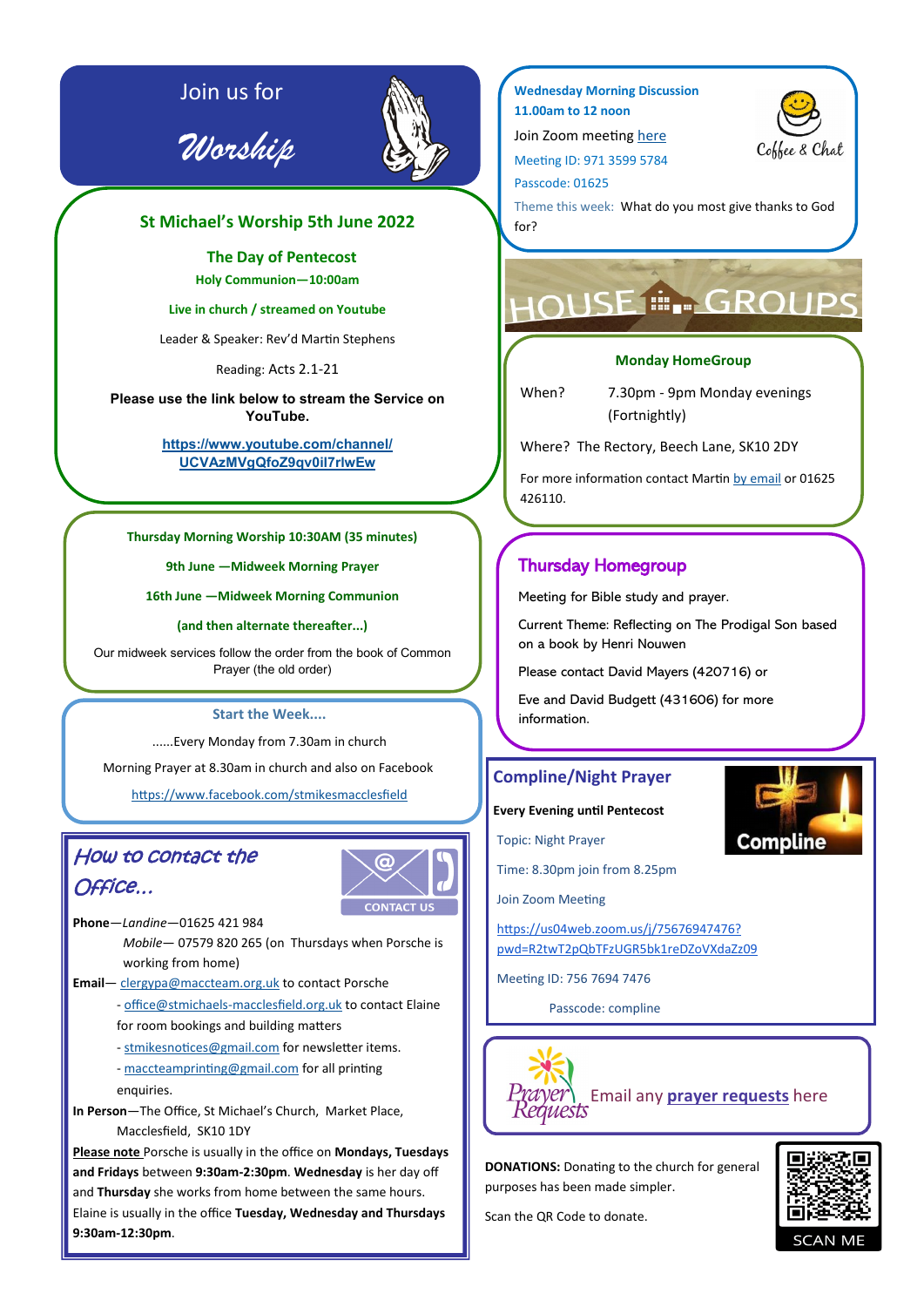## Join us for *Worship*

### St Michael's Worship 5th June 2022

**The Day of Pentecost**

**Holy Communion—10:00am**

**Live in church / streamed on Youtube**

Leader & Speaker: Rev'd Martin Stephens

Reading: Acts 2.1-21

**Please use the link below to stream the Service on YouTube.**

**https://www.youtube.com/channel/UCVAzMVgQfoZ9qv0il7rlwEw**

**Thursday Morning Worship 10:30AM (35 minutes)**

**9th June —Midweek Morning Prayer**

**16th June —Midweek Morning Communion**

**(and then alternate thereafter...)**

Our midweek services follow the order from the book of Common Prayer (the old order)

**Start the Week....**

......Every Monday from 7.30am in church

Morning Prayer at 8.30am in church and also on Facebook

https://www.facebook.com/stmikesmacclesfield

### How to contact the Office...

CONTACT US

**Phone**—*Landine*—01625 421 984

*Mobile*— 07579 820 265 (on Thursdays when Porsche is working from home)

**Email**— clergypa@maccteam.org.uk to contact Porsche

- office@stmichaels-macclesfield.org.uk to contact Elaine for room bookings and building matters
- stmikesnotices@gmail.com for newsletter items.
- maccteamprinting@gmail.com for all printing enquiries.

**In Person**—The Office, St Michael's Church, Market Place, Macclesfield, SK10 1DY

**Please note** Porsche is usually in the office on **Mondays, Tuesdays and Fridays** between **9:30am-2:30pm**. **Wednesday** is her day off and **Thursday** she works from home between the same hours. Elaine is usually in the office **Tuesday, Wednesday and Thursdays 9:30am-12:30pm**.

**Wednesday Morning Discussion**
**11.00am to 12 noon**

Coffee & Chat

Join Zoom meeting here

Meeting ID: 971 3599 5784

Passcode: 01625

Theme this week: What do you most give thanks to God for?

## HOUSE GROUPS

**Monday HomeGroup**

When? 7.30pm - 9pm Monday evenings (Fortnightly)

Where? The Rectory, Beech Lane, SK10 2DY

For more information contact Martin by email or 01625 426110.

### Thursday Homegroup

Meeting for Bible study and prayer.

Current Theme: Reflecting on The Prodigal Son based on a book by Henri Nouwen

Please contact David Mayers (420716) or

Eve and David Budgett (431606) for more information.

### Compline/Night Prayer

Compline

**Every Evening until Pentecost**

Topic: Night Prayer

Time: 8.30pm join from 8.25pm

Join Zoom Meeting

https://us04web.zoom.us/j/75676947476?pwd=R2twT2pQbTFzUGR5bk1reDZoVXdaZz09

Meeting ID: 756 7694 7476

Passcode: compline

Prayer Requests

Email any **prayer requests** here

**DONATIONS:** Donating to the church for general purposes has been made simpler.

Scan the QR Code to donate.

SCAN ME